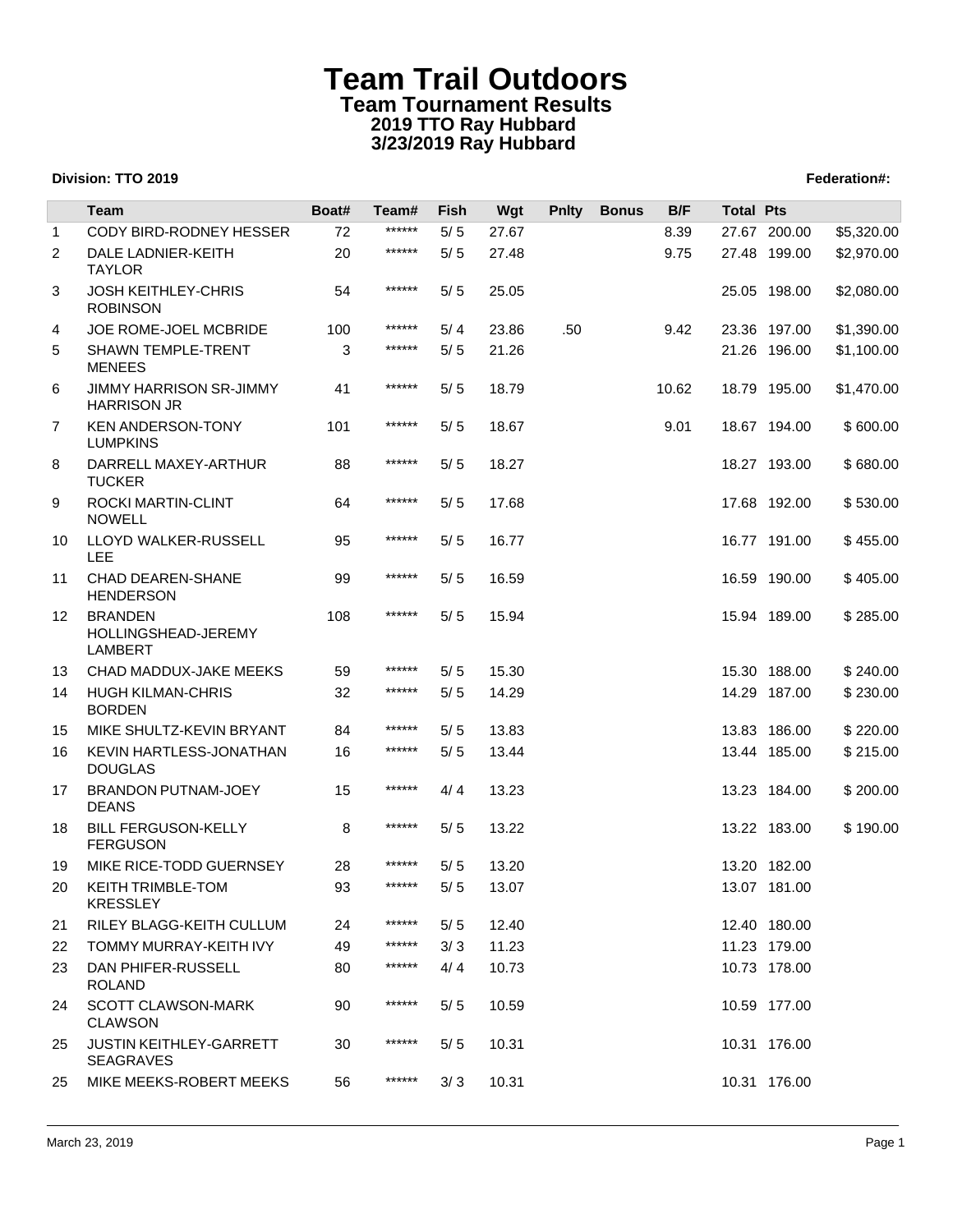# Team Trail Outdoors

## Team Tournament Results

### 2019 TTO Ray Hubbard

### 3/23/2019 Ray Hubbard

**Division: TTO 2019** **Federation#:**

| | Team | Boat# | Team# | Fish | Wgt | Pnlty | Bonus | B/F | Total | Pts | |
|---|---|---|---|---|---|---|---|---|---|---|---|
| 1 | CODY BIRD-RODNEY HESSER | 72 | ****** | 5/ 5 | 27.67 | | | 8.39 | 27.67 | 200.00 | $5,320.00 |
| 2 | DALE LADNIER-KEITH TAYLOR | 20 | ****** | 5/ 5 | 27.48 | | | 9.75 | 27.48 | 199.00 | $2,970.00 |
| 3 | JOSH KEITHLEY-CHRIS ROBINSON | 54 | ****** | 5/ 5 | 25.05 | | | | 25.05 | 198.00 | $2,080.00 |
| 4 | JOE ROME-JOEL MCBRIDE | 100 | ****** | 5/ 4 | 23.86 | .50 | | 9.42 | 23.36 | 197.00 | $1,390.00 |
| 5 | SHAWN TEMPLE-TRENT MENEES | 3 | ****** | 5/ 5 | 21.26 | | | | 21.26 | 196.00 | $1,100.00 |
| 6 | JIMMY HARRISON SR-JIMMY HARRISON JR | 41 | ****** | 5/ 5 | 18.79 | | | 10.62 | 18.79 | 195.00 | $1,470.00 |
| 7 | KEN ANDERSON-TONY LUMPKINS | 101 | ****** | 5/ 5 | 18.67 | | | 9.01 | 18.67 | 194.00 | $ 600.00 |
| 8 | DARRELL MAXEY-ARTHUR TUCKER | 88 | ****** | 5/ 5 | 18.27 | | | | 18.27 | 193.00 | $ 680.00 |
| 9 | ROCKI MARTIN-CLINT NOWELL | 64 | ****** | 5/ 5 | 17.68 | | | | 17.68 | 192.00 | $ 530.00 |
| 10 | LLOYD WALKER-RUSSELL LEE | 95 | ****** | 5/ 5 | 16.77 | | | | 16.77 | 191.00 | $ 455.00 |
| 11 | CHAD DEAREN-SHANE HENDERSON | 99 | ****** | 5/ 5 | 16.59 | | | | 16.59 | 190.00 | $ 405.00 |
| 12 | BRANDEN HOLLINGSHEAD-JEREMY LAMBERT | 108 | ****** | 5/ 5 | 15.94 | | | | 15.94 | 189.00 | $ 285.00 |
| 13 | CHAD MADDUX-JAKE MEEKS | 59 | ****** | 5/ 5 | 15.30 | | | | 15.30 | 188.00 | $ 240.00 |
| 14 | HUGH KILMAN-CHRIS BORDEN | 32 | ****** | 5/ 5 | 14.29 | | | | 14.29 | 187.00 | $ 230.00 |
| 15 | MIKE SHULTZ-KEVIN BRYANT | 84 | ****** | 5/ 5 | 13.83 | | | | 13.83 | 186.00 | $ 220.00 |
| 16 | KEVIN HARTLESS-JONATHAN DOUGLAS | 16 | ****** | 5/ 5 | 13.44 | | | | 13.44 | 185.00 | $ 215.00 |
| 17 | BRANDON PUTNAM-JOEY DEANS | 15 | ****** | 4/ 4 | 13.23 | | | | 13.23 | 184.00 | $ 200.00 |
| 18 | BILL FERGUSON-KELLY FERGUSON | 8 | ****** | 5/ 5 | 13.22 | | | | 13.22 | 183.00 | $ 190.00 |
| 19 | MIKE RICE-TODD GUERNSEY | 28 | ****** | 5/ 5 | 13.20 | | | | 13.20 | 182.00 | |
| 20 | KEITH TRIMBLE-TOM KRESSLEY | 93 | ****** | 5/ 5 | 13.07 | | | | 13.07 | 181.00 | |
| 21 | RILEY BLAGG-KEITH CULLUM | 24 | ****** | 5/ 5 | 12.40 | | | | 12.40 | 180.00 | |
| 22 | TOMMY MURRAY-KEITH IVY | 49 | ****** | 3/ 3 | 11.23 | | | | 11.23 | 179.00 | |
| 23 | DAN PHIFER-RUSSELL ROLAND | 80 | ****** | 4/ 4 | 10.73 | | | | 10.73 | 178.00 | |
| 24 | SCOTT CLAWSON-MARK CLAWSON | 90 | ****** | 5/ 5 | 10.59 | | | | 10.59 | 177.00 | |
| 25 | JUSTIN KEITHLEY-GARRETT SEAGRAVES | 30 | ****** | 5/ 5 | 10.31 | | | | 10.31 | 176.00 | |
| 25 | MIKE MEEKS-ROBERT MEEKS | 56 | ****** | 3/ 3 | 10.31 | | | | 10.31 | 176.00 | |

March 23, 2019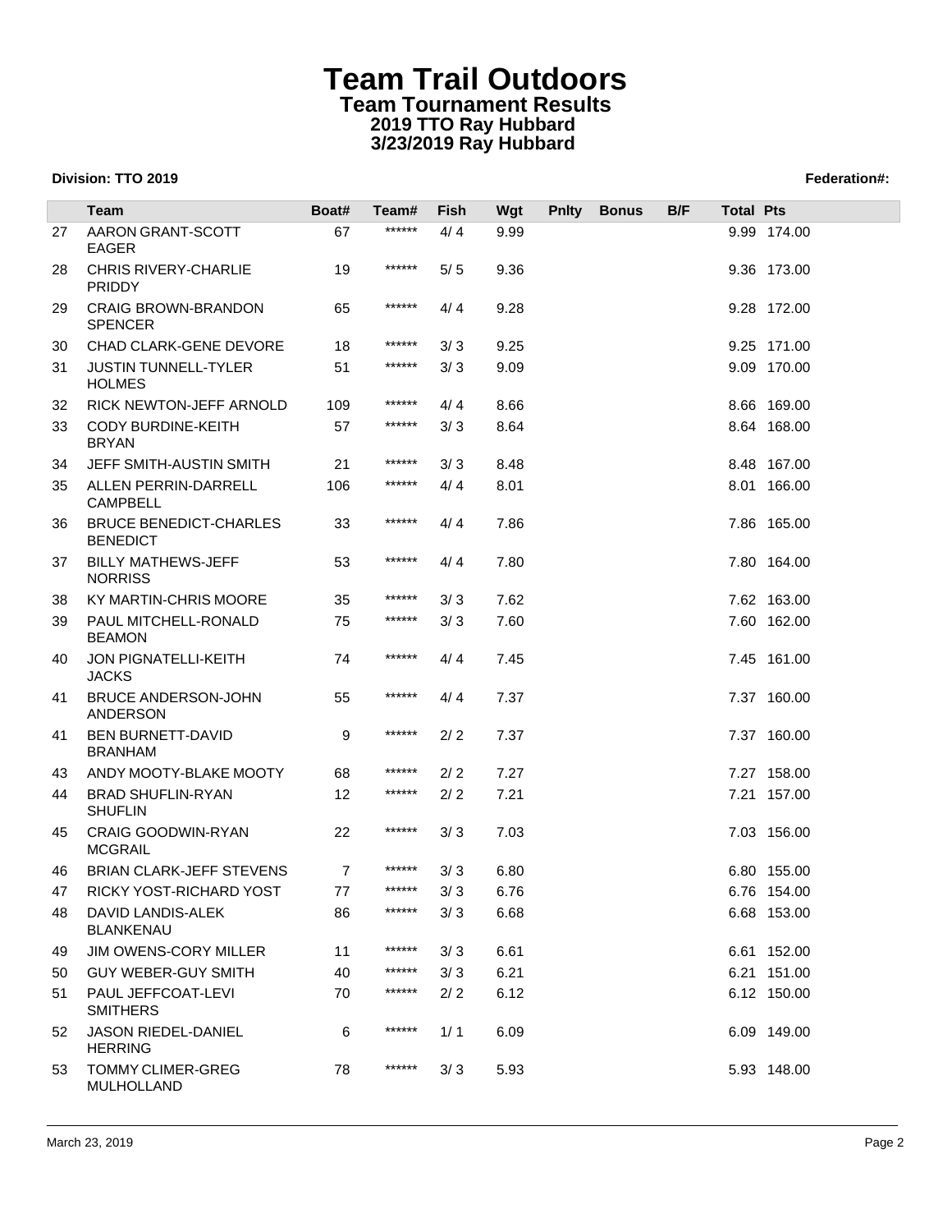# Team Trail Outdoors

## Team Tournament Results

### 2019 TTO Ray Hubbard

### 3/23/2019 Ray Hubbard

**Division: TTO 2019**

**Federation#:**

| | Team | Boat# | Team# | Fish | Wgt | Pnlty | Bonus | B/F | Total | Pts |
|---|---|---|---|---|---|---|---|---|---|---|
| 27 | AARON GRANT-SCOTT EAGER | 67 | ****** | 4/ 4 | 9.99 | | | | 9.99 | 174.00 |
| 28 | CHRIS RIVERY-CHARLIE PRIDDY | 19 | ****** | 5/ 5 | 9.36 | | | | 9.36 | 173.00 |
| 29 | CRAIG BROWN-BRANDON SPENCER | 65 | ****** | 4/ 4 | 9.28 | | | | 9.28 | 172.00 |
| 30 | CHAD CLARK-GENE DEVORE | 18 | ****** | 3/ 3 | 9.25 | | | | 9.25 | 171.00 |
| 31 | JUSTIN TUNNELL-TYLER HOLMES | 51 | ****** | 3/ 3 | 9.09 | | | | 9.09 | 170.00 |
| 32 | RICK NEWTON-JEFF ARNOLD | 109 | ****** | 4/ 4 | 8.66 | | | | 8.66 | 169.00 |
| 33 | CODY BURDINE-KEITH BRYAN | 57 | ****** | 3/ 3 | 8.64 | | | | 8.64 | 168.00 |
| 34 | JEFF SMITH-AUSTIN SMITH | 21 | ****** | 3/ 3 | 8.48 | | | | 8.48 | 167.00 |
| 35 | ALLEN PERRIN-DARRELL CAMPBELL | 106 | ****** | 4/ 4 | 8.01 | | | | 8.01 | 166.00 |
| 36 | BRUCE BENEDICT-CHARLES BENEDICT | 33 | ****** | 4/ 4 | 7.86 | | | | 7.86 | 165.00 |
| 37 | BILLY MATHEWS-JEFF NORRISS | 53 | ****** | 4/ 4 | 7.80 | | | | 7.80 | 164.00 |
| 38 | KY MARTIN-CHRIS MOORE | 35 | ****** | 3/ 3 | 7.62 | | | | 7.62 | 163.00 |
| 39 | PAUL MITCHELL-RONALD BEAMON | 75 | ****** | 3/ 3 | 7.60 | | | | 7.60 | 162.00 |
| 40 | JON PIGNATELLI-KEITH JACKS | 74 | ****** | 4/ 4 | 7.45 | | | | 7.45 | 161.00 |
| 41 | BRUCE ANDERSON-JOHN ANDERSON | 55 | ****** | 4/ 4 | 7.37 | | | | 7.37 | 160.00 |
| 41 | BEN BURNETT-DAVID BRANHAM | 9 | ****** | 2/ 2 | 7.37 | | | | 7.37 | 160.00 |
| 43 | ANDY MOOTY-BLAKE MOOTY | 68 | ****** | 2/ 2 | 7.27 | | | | 7.27 | 158.00 |
| 44 | BRAD SHUFLIN-RYAN SHUFLIN | 12 | ****** | 2/ 2 | 7.21 | | | | 7.21 | 157.00 |
| 45 | CRAIG GOODWIN-RYAN MCGRAIL | 22 | ****** | 3/ 3 | 7.03 | | | | 7.03 | 156.00 |
| 46 | BRIAN CLARK-JEFF STEVENS | 7 | ****** | 3/ 3 | 6.80 | | | | 6.80 | 155.00 |
| 47 | RICKY YOST-RICHARD YOST | 77 | ****** | 3/ 3 | 6.76 | | | | 6.76 | 154.00 |
| 48 | DAVID LANDIS-ALEK BLANKENAU | 86 | ****** | 3/ 3 | 6.68 | | | | 6.68 | 153.00 |
| 49 | JIM OWENS-CORY MILLER | 11 | ****** | 3/ 3 | 6.61 | | | | 6.61 | 152.00 |
| 50 | GUY WEBER-GUY SMITH | 40 | ****** | 3/ 3 | 6.21 | | | | 6.21 | 151.00 |
| 51 | PAUL JEFFCOAT-LEVI SMITHERS | 70 | ****** | 2/ 2 | 6.12 | | | | 6.12 | 150.00 |
| 52 | JASON RIEDEL-DANIEL HERRING | 6 | ****** | 1/ 1 | 6.09 | | | | 6.09 | 149.00 |
| 53 | TOMMY CLIMER-GREG MULHOLLAND | 78 | ****** | 3/ 3 | 5.93 | | | | 5.93 | 148.00 |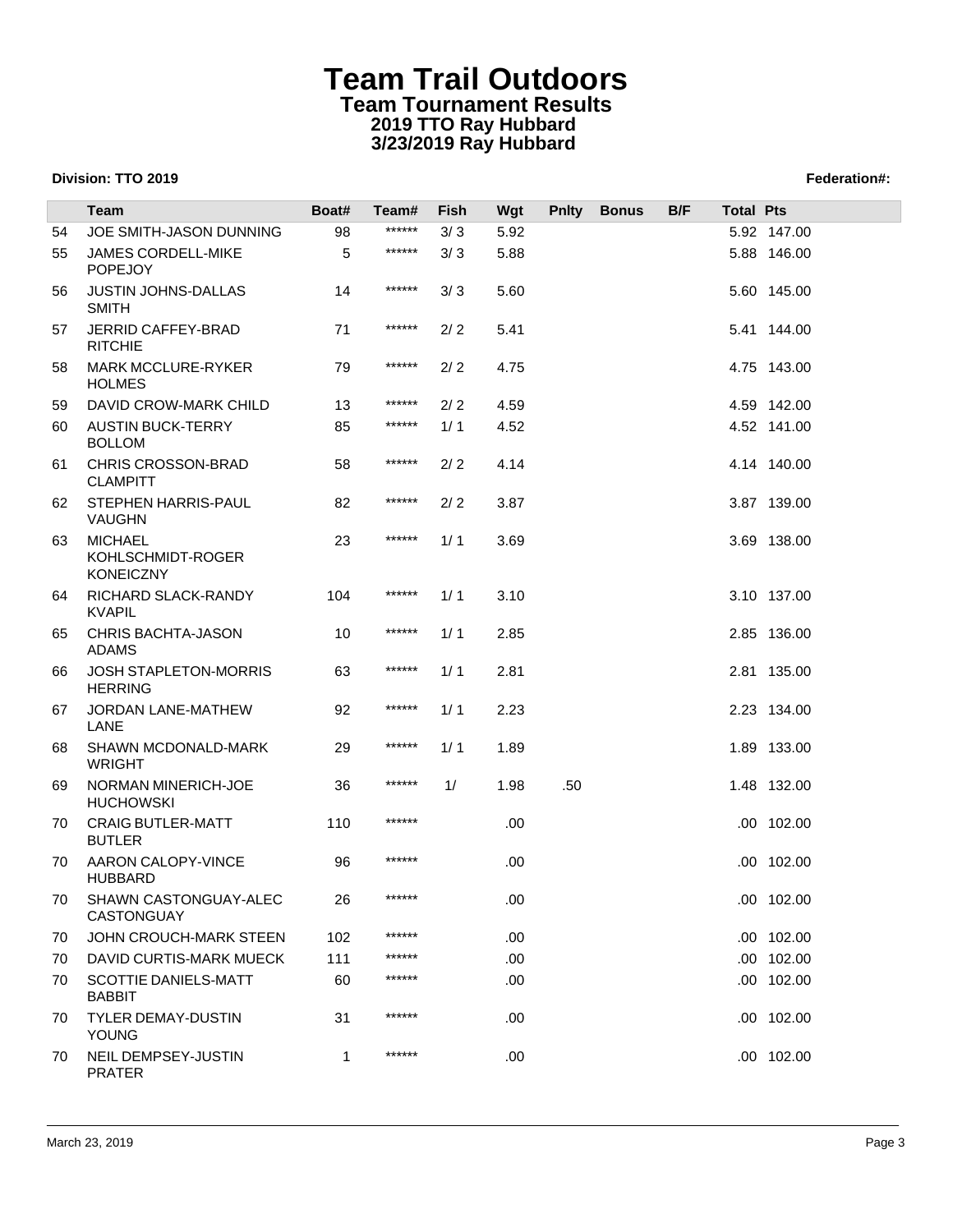# Team Trail Outdoors

## Team Tournament Results

### 2019 TTO Ray Hubbard

### 3/23/2019 Ray Hubbard

**Division: TTO 2019** **Federation#:**

| | Team | Boat# | Team# | Fish | Wgt | Pnlty | Bonus | B/F | Total | Pts |
|---|---|---|---|---|---|---|---|---|---|---|
| 54 | JOE SMITH-JASON DUNNING | 98 | ****** | 3/ 3 | 5.92 | | | | 5.92 | 147.00 |
| 55 | JAMES CORDELL-MIKE POPEJOY | 5 | ****** | 3/ 3 | 5.88 | | | | 5.88 | 146.00 |
| 56 | JUSTIN JOHNS-DALLAS SMITH | 14 | ****** | 3/ 3 | 5.60 | | | | 5.60 | 145.00 |
| 57 | JERRID CAFFEY-BRAD RITCHIE | 71 | ****** | 2/ 2 | 5.41 | | | | 5.41 | 144.00 |
| 58 | MARK MCCLURE-RYKER HOLMES | 79 | ****** | 2/ 2 | 4.75 | | | | 4.75 | 143.00 |
| 59 | DAVID CROW-MARK CHILD | 13 | ****** | 2/ 2 | 4.59 | | | | 4.59 | 142.00 |
| 60 | AUSTIN BUCK-TERRY BOLLOM | 85 | ****** | 1/ 1 | 4.52 | | | | 4.52 | 141.00 |
| 61 | CHRIS CROSSON-BRAD CLAMPITT | 58 | ****** | 2/ 2 | 4.14 | | | | 4.14 | 140.00 |
| 62 | STEPHEN HARRIS-PAUL VAUGHN | 82 | ****** | 2/ 2 | 3.87 | | | | 3.87 | 139.00 |
| 63 | MICHAEL KOHLSCHMIDT-ROGER KONEICZNY | 23 | ****** | 1/ 1 | 3.69 | | | | 3.69 | 138.00 |
| 64 | RICHARD SLACK-RANDY KVAPIL | 104 | ****** | 1/ 1 | 3.10 | | | | 3.10 | 137.00 |
| 65 | CHRIS BACHTA-JASON ADAMS | 10 | ****** | 1/ 1 | 2.85 | | | | 2.85 | 136.00 |
| 66 | JOSH STAPLETON-MORRIS HERRING | 63 | ****** | 1/ 1 | 2.81 | | | | 2.81 | 135.00 |
| 67 | JORDAN LANE-MATHEW LANE | 92 | ****** | 1/ 1 | 2.23 | | | | 2.23 | 134.00 |
| 68 | SHAWN MCDONALD-MARK WRIGHT | 29 | ****** | 1/ 1 | 1.89 | | | | 1.89 | 133.00 |
| 69 | NORMAN MINERICH-JOE HUCHOWSKI | 36 | ****** | 1/ | 1.98 | .50 | | | 1.48 | 132.00 |
| 70 | CRAIG BUTLER-MATT BUTLER | 110 | ****** | | .00 | | | | .00 | 102.00 |
| 70 | AARON CALOPY-VINCE HUBBARD | 96 | ****** | | .00 | | | | .00 | 102.00 |
| 70 | SHAWN CASTONGUAY-ALEC CASTONGUAY | 26 | ****** | | .00 | | | | .00 | 102.00 |
| 70 | JOHN CROUCH-MARK STEEN | 102 | ****** | | .00 | | | | .00 | 102.00 |
| 70 | DAVID CURTIS-MARK MUECK | 111 | ****** | | .00 | | | | .00 | 102.00 |
| 70 | SCOTTIE DANIELS-MATT BABBIT | 60 | ****** | | .00 | | | | .00 | 102.00 |
| 70 | TYLER DEMAY-DUSTIN YOUNG | 31 | ****** | | .00 | | | | .00 | 102.00 |
| 70 | NEIL DEMPSEY-JUSTIN PRATER | 1 | ****** | | .00 | | | | .00 | 102.00 |

March 23, 2019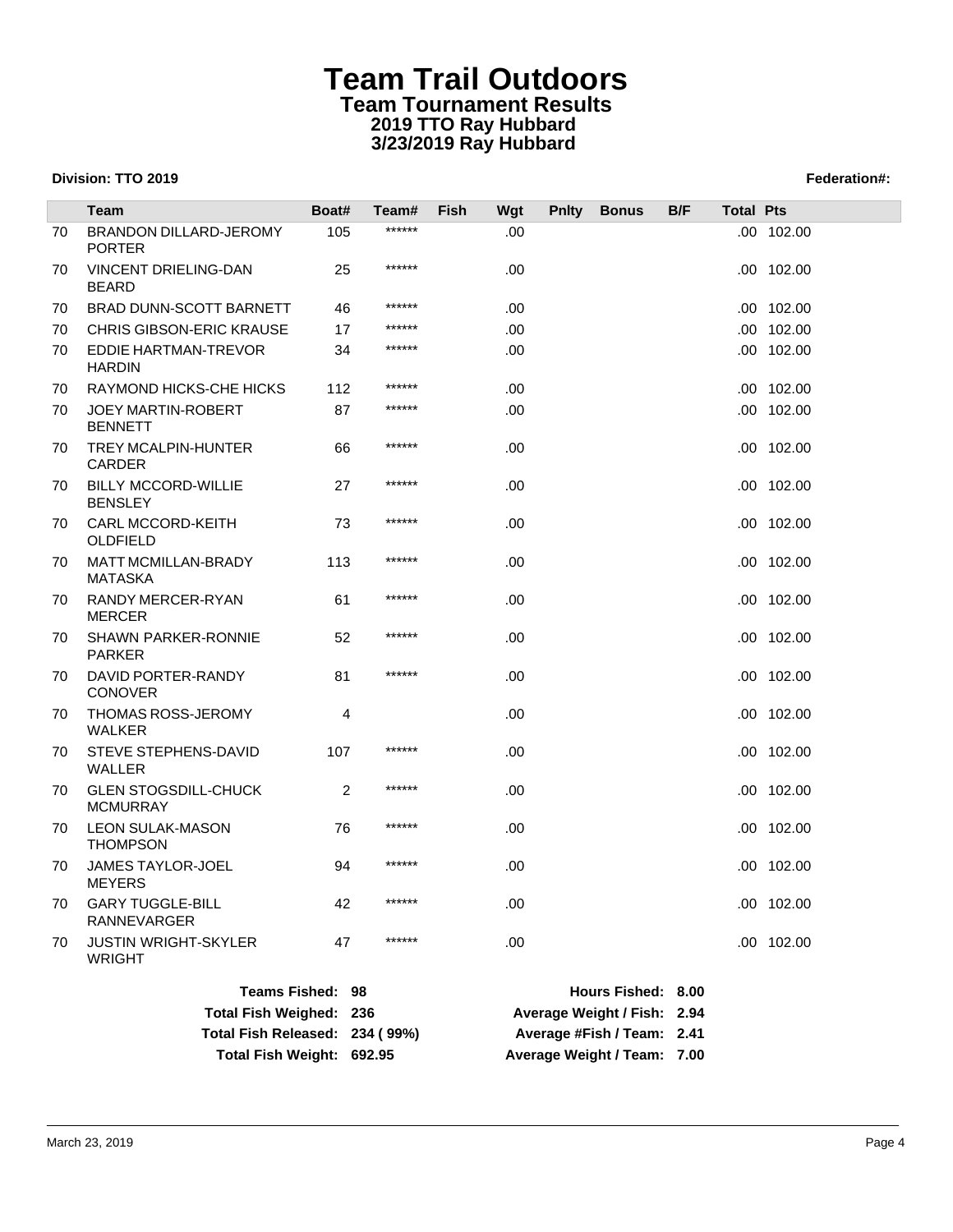# Team Trail Outdoors

## Team Tournament Results

### 2019 TTO Ray Hubbard

### 3/23/2019 Ray Hubbard

**Division: TTO 2019** **Federation#:**

| | Team | Boat# | Team# | Fish | Wgt | Pnlty | Bonus | B/F | Total | Pts |
|---|---|---|---|---|---|---|---|---|---|---|
| 70 | BRANDON DILLARD-JEROMY PORTER | 105 | ****** | | .00 | | | | .00 | 102.00 |
| 70 | VINCENT DRIELING-DAN BEARD | 25 | ****** | | .00 | | | | .00 | 102.00 |
| 70 | BRAD DUNN-SCOTT BARNETT | 46 | ****** | | .00 | | | | .00 | 102.00 |
| 70 | CHRIS GIBSON-ERIC KRAUSE | 17 | ****** | | .00 | | | | .00 | 102.00 |
| 70 | EDDIE HARTMAN-TREVOR HARDIN | 34 | ****** | | .00 | | | | .00 | 102.00 |
| 70 | RAYMOND HICKS-CHE HICKS | 112 | ****** | | .00 | | | | .00 | 102.00 |
| 70 | JOEY MARTIN-ROBERT BENNETT | 87 | ****** | | .00 | | | | .00 | 102.00 |
| 70 | TREY MCALPIN-HUNTER CARDER | 66 | ****** | | .00 | | | | .00 | 102.00 |
| 70 | BILLY MCCORD-WILLIE BENSLEY | 27 | ****** | | .00 | | | | .00 | 102.00 |
| 70 | CARL MCCORD-KEITH OLDFIELD | 73 | ****** | | .00 | | | | .00 | 102.00 |
| 70 | MATT MCMILLAN-BRADY MATASKA | 113 | ****** | | .00 | | | | .00 | 102.00 |
| 70 | RANDY MERCER-RYAN MERCER | 61 | ****** | | .00 | | | | .00 | 102.00 |
| 70 | SHAWN PARKER-RONNIE PARKER | 52 | ****** | | .00 | | | | .00 | 102.00 |
| 70 | DAVID PORTER-RANDY CONOVER | 81 | ****** | | .00 | | | | .00 | 102.00 |
| 70 | THOMAS ROSS-JEROMY WALKER | 4 | | | .00 | | | | .00 | 102.00 |
| 70 | STEVE STEPHENS-DAVID WALLER | 107 | ****** | | .00 | | | | .00 | 102.00 |
| 70 | GLEN STOGSDILL-CHUCK MCMURRAY | 2 | ****** | | .00 | | | | .00 | 102.00 |
| 70 | LEON SULAK-MASON THOMPSON | 76 | ****** | | .00 | | | | .00 | 102.00 |
| 70 | JAMES TAYLOR-JOEL MEYERS | 94 | ****** | | .00 | | | | .00 | 102.00 |
| 70 | GARY TUGGLE-BILL RANNEVARGER | 42 | ****** | | .00 | | | | .00 | 102.00 |
| 70 | JUSTIN WRIGHT-SKYLER WRIGHT | 47 | ****** | | .00 | | | | .00 | 102.00 |

**Teams Fished:** 98
**Total Fish Weighed:** 236
**Total Fish Released:** 234 ( 99%)
**Total Fish Weight:** 692.95

**Hours Fished:** 8.00
**Average Weight / Fish:** 2.94
**Average #Fish / Team:** 2.41
**Average Weight / Team:** 7.00